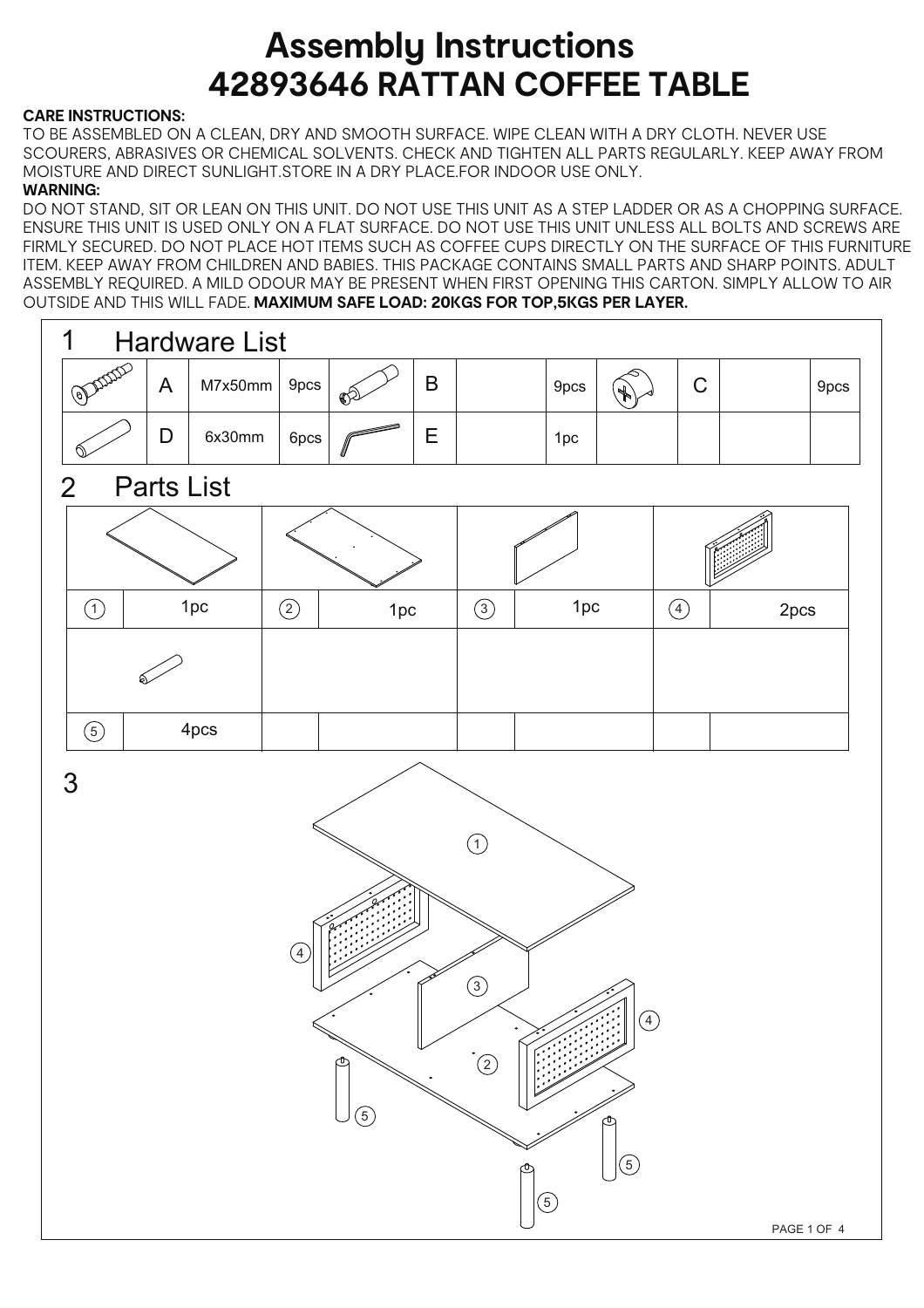# Assembly Instructions
# 42893646 RATTAN COFFEE TABLE

**CARE INSTRUCTIONS:**

TO BE ASSEMBLED ON A CLEAN, DRY AND SMOOTH SURFACE. WIPE CLEAN WITH A DRY CLOTH. NEVER USE SCOURERS, ABRASIVES OR CHEMICAL SOLVENTS. CHECK AND TIGHTEN ALL PARTS REGULARLY. KEEP AWAY FROM MOISTURE AND DIRECT SUNLIGHT.STORE IN A DRY PLACE.FOR INDOOR USE ONLY.

**WARNING:**

DO NOT STAND, SIT OR LEAN ON THIS UNIT. DO NOT USE THIS UNIT AS A STEP LADDER OR AS A CHOPPING SURFACE. ENSURE THIS UNIT IS USED ONLY ON A FLAT SURFACE. DO NOT USE THIS UNIT UNLESS ALL BOLTS AND SCREWS ARE FIRMLY SECURED. DO NOT PLACE HOT ITEMS SUCH AS COFFEE CUPS DIRECTLY ON THE SURFACE OF THIS FURNITURE ITEM. KEEP AWAY FROM CHILDREN AND BABIES. THIS PACKAGE CONTAINS SMALL PARTS AND SHARP POINTS. ADULT ASSEMBLY REQUIRED. A MILD ODOUR MAY BE PRESENT WHEN FIRST OPENING THIS CARTON. SIMPLY ALLOW TO AIR OUTSIDE AND THIS WILL FADE. **MAXIMUM SAFE LOAD: 20KGS FOR TOP,5KGS PER LAYER.**

## 1 Hardware List

| | | | | | | | | | | | |
|---|---|---|---|---|---|---|---|---|---|---|---|
| | A | M7x50mm | 9pcs | | B | | 9pcs | | C | | 9pcs |
| | D | 6x30mm | 6pcs | | E | | 1pc | | | | |

## 2 Parts List

| | | | | | | | |
|---|---|---|---|---|---|---|---|
| 1 | 1pc | 2 | 1pc | 3 | 1pc | 4 | 2pcs |
| 5 | 4pcs | | | | | | |

## 3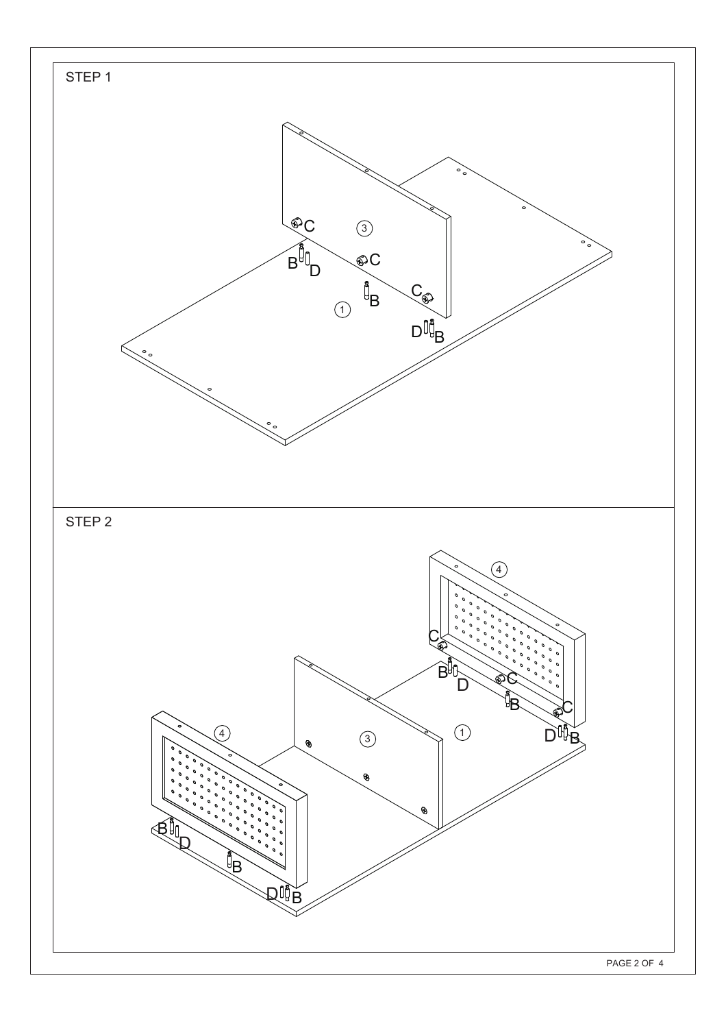## STEP 1

## STEP 2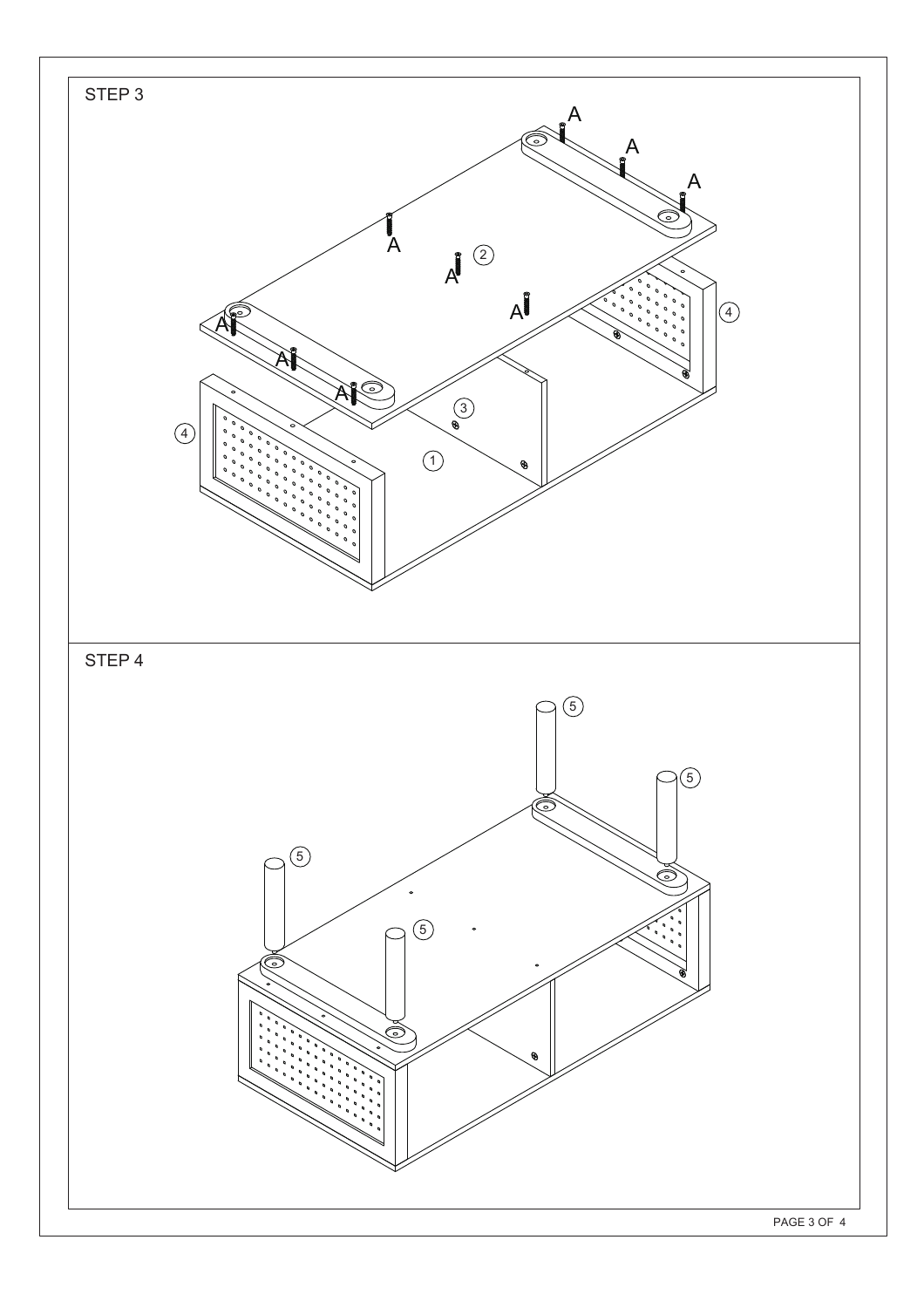## STEP 3

A

A

A

A

A

2

A

A

A

A

A

4

3

4

1

## STEP 4

5

5

5

5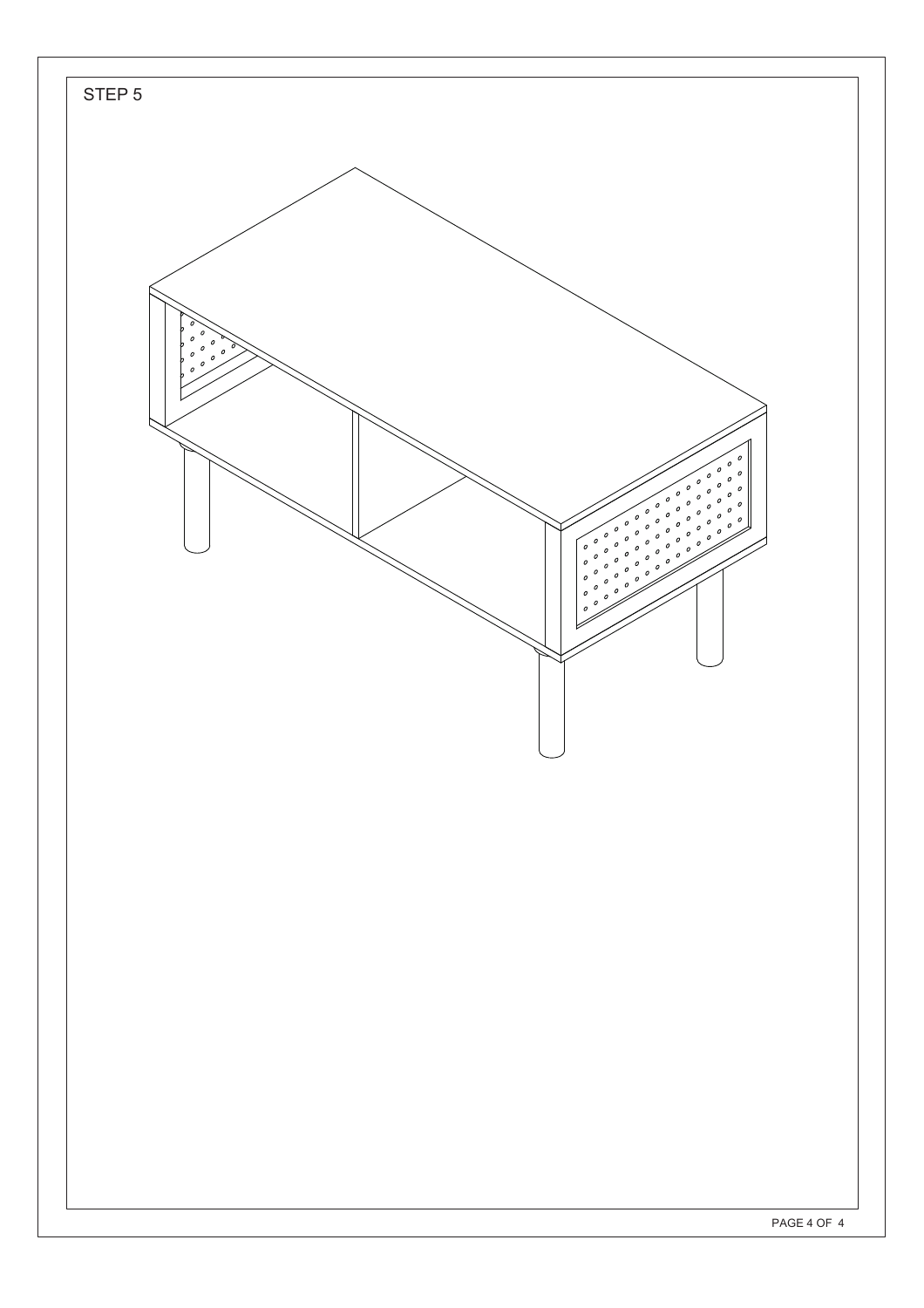STEP 5